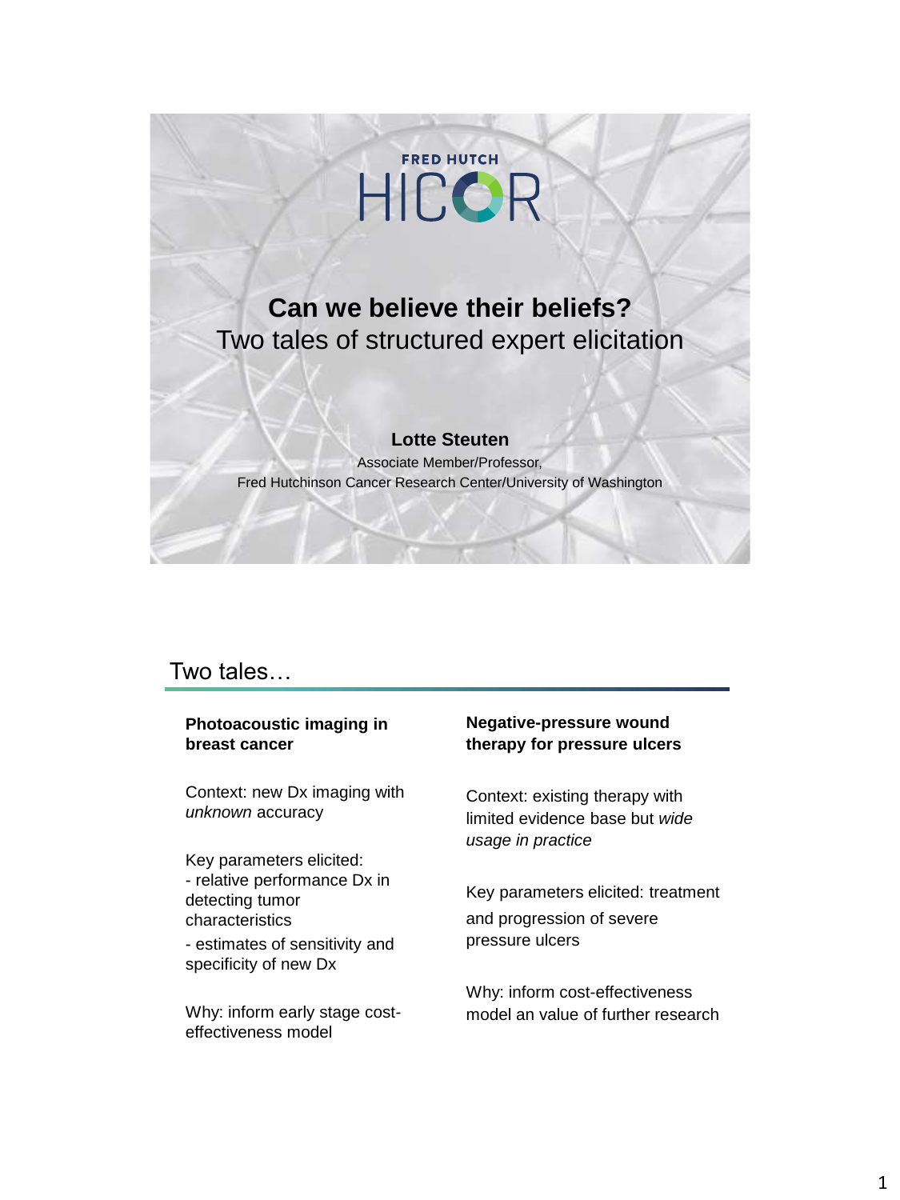FRED HUTCH HICOR

# Can we believe their beliefs?

Two tales of structured expert elicitation

**Lotte Steuten**

Associate Member/Professor,
Fred Hutchinson Cancer Research Center/University of Washington

## Two tales…

**Photoacoustic imaging in breast cancer**

Context: new Dx imaging with *unknown* accuracy

Key parameters elicited:
- relative performance Dx in detecting tumor characteristics
- estimates of sensitivity and specificity of new Dx

Why: inform early stage cost-effectiveness model

**Negative-pressure wound therapy for pressure ulcers**

Context: existing therapy with limited evidence base but *wide usage in practice*

Key parameters elicited: treatment and progression of severe pressure ulcers

Why: inform cost-effectiveness model an value of further research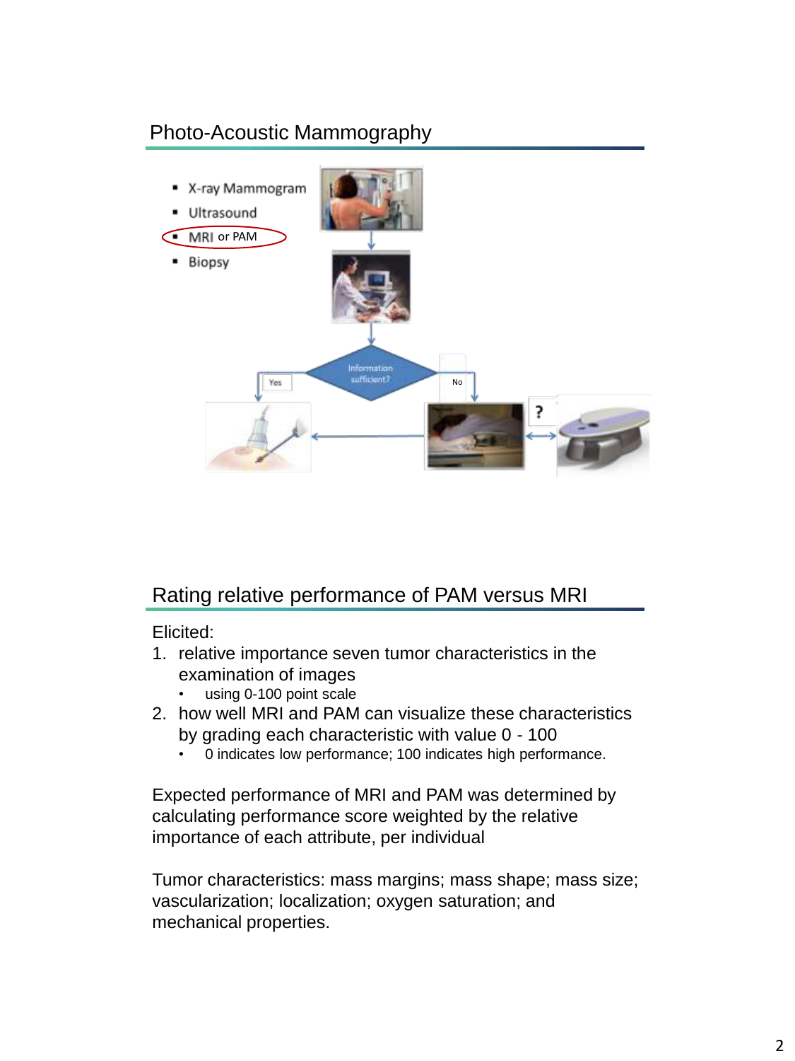## Photo-Acoustic Mammography

- X-ray Mammogram
- Ultrasound
- MRI or PAM
- Biopsy

Information sufficient?

Yes

No

?

## Rating relative performance of PAM versus MRI

Elicited:

1. relative importance seven tumor characteristics in the examination of images
   - using 0-100 point scale
2. how well MRI and PAM can visualize these characteristics by grading each characteristic with value 0 - 100
   - 0 indicates low performance; 100 indicates high performance.

Expected performance of MRI and PAM was determined by calculating performance score weighted by the relative importance of each attribute, per individual

Tumor characteristics: mass margins; mass shape; mass size; vascularization; localization; oxygen saturation; and mechanical properties.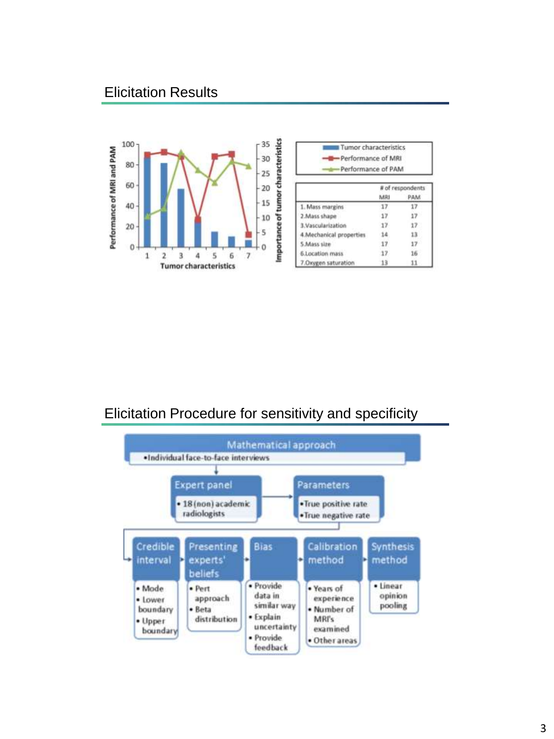## Elicitation Results

| | # of respondents | |
|---|---|---|
| | MRI | PAM |
| 1. Mass margins | 17 | 17 |
| 2. Mass shape | 17 | 17 |
| 3. Vascularization | 17 | 17 |
| 4. Mechanical properties | 14 | 13 |
| 5. Mass size | 17 | 17 |
| 6. Location mass | 17 | 16 |
| 7. Oxygen saturation | 13 | 11 |

## Elicitation Procedure for sensitivity and specificity

**Mathematical approach**
- Individual face-to-face interviews

**Expert panel**
- 18 (non) academic radiologists

**Parameters**
- True positive rate
- True negative rate

**Credible interval**
- Mode
- Lower boundary
- Upper boundary

**Presenting experts' beliefs**
- Pert approach
- Beta distribution

**Bias**
- Provide data in similar way
- Explain uncertainty
- Provide feedback

**Calibration method**
- Years of experience
- Number of MRI's examined
- Other areas

**Synthesis method**
- Linear opinion pooling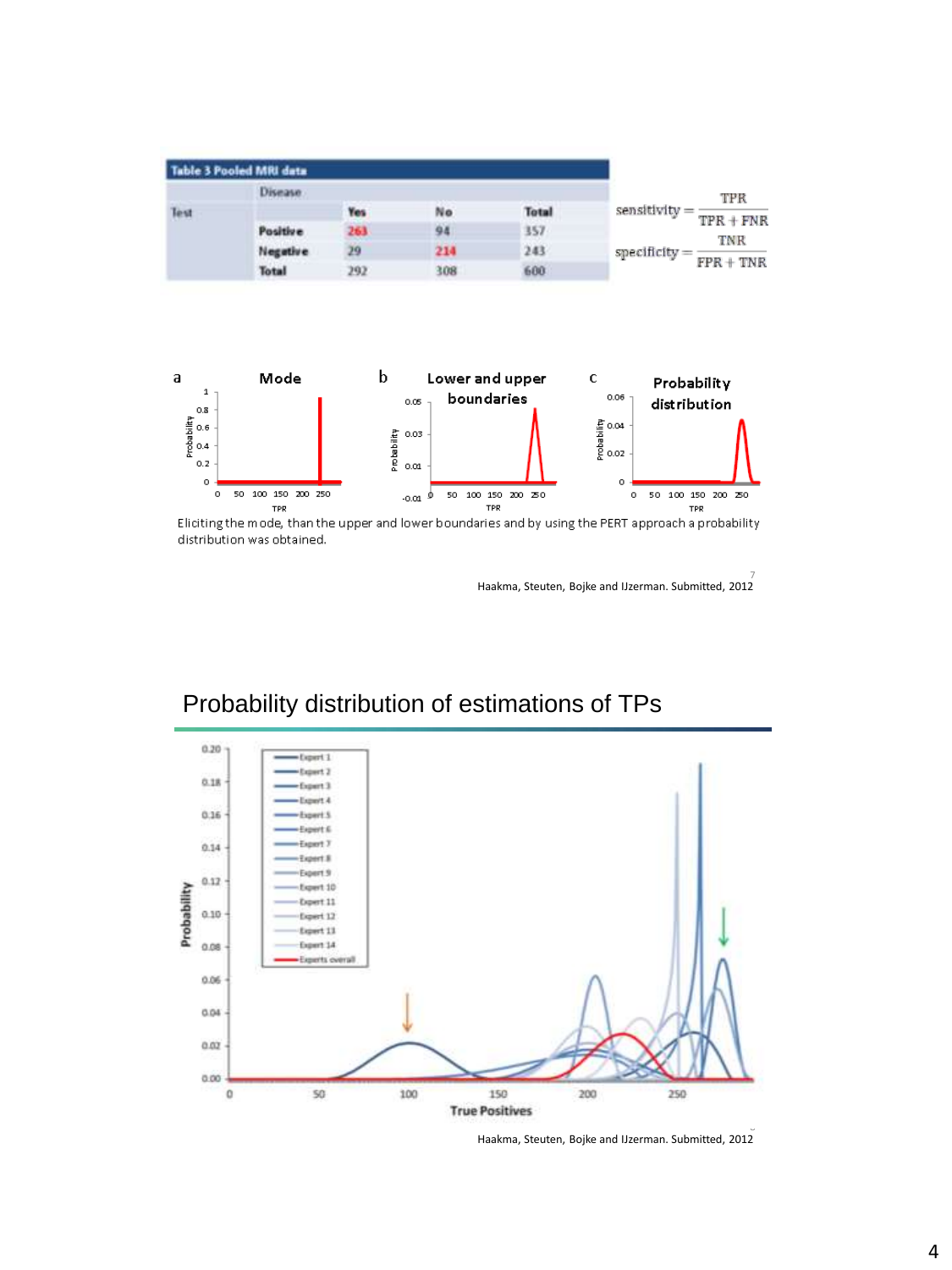**Table 3 Pooled MRI data**

| Test | Disease | Yes | No | Total |
|---|---|---|---|---|
| | Positive | 263 | 94 | 357 |
| | Negative | 29 | 214 | 243 |
| | Total | 292 | 308 | 600 |

$$\text{sensitivity} = \frac{\text{TPR}}{\text{TPR} + \text{FNR}}$$

$$\text{specificity} = \frac{\text{TNR}}{\text{FPR} + \text{TNR}}$$

Eliciting the mode, than the upper and lower boundaries and by using the PERT approach a probability distribution was obtained.

Haakma, Steuten, Bojke and IJzerman. Submitted, 2012

## Probability distribution of estimations of TPs

Haakma, Steuten, Bojke and IJzerman. Submitted, 2012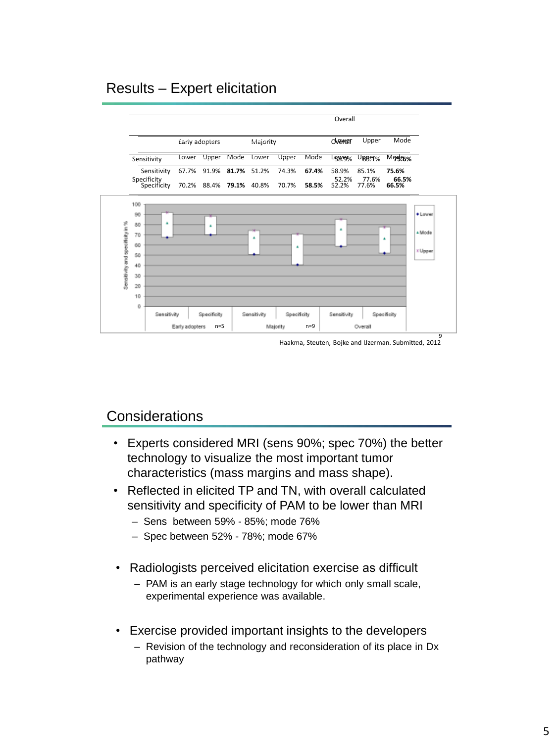## Results – Expert elicitation

| | Early adopters | | | Majority | | | Overall | | |
|---|---|---|---|---|---|---|---|---|---|
| | Lower | Upper | Mode | Lower | Upper | Mode | Lower | Upper | Mode |
| Sensitivity | 67.7% | 91.9% | **81.7%** | 51.2% | 74.3% | **67.4%** | 58.9% | 85.1% | **75.6%** |
| Specificity | 70.2% | 88.4% | **79.1%** | 40.8% | 70.7% | **58.5%** | 52.2% | 77.6% | **66.5%** |

Haakma, Steuten, Bojke and IJzerman. Submitted, 2012

## Considerations

- Experts considered MRI (sens 90%; spec 70%) the better technology to visualize the most important tumor characteristics (mass margins and mass shape).
- Reflected in elicited TP and TN, with overall calculated sensitivity and specificity of PAM to be lower than MRI
  - Sens between 59% - 85%; mode 76%
  - Spec between 52% - 78%; mode 67%
- Radiologists perceived elicitation exercise as difficult
  - PAM is an early stage technology for which only small scale, experimental experience was available.
- Exercise provided important insights to the developers
  - Revision of the technology and reconsideration of its place in Dx pathway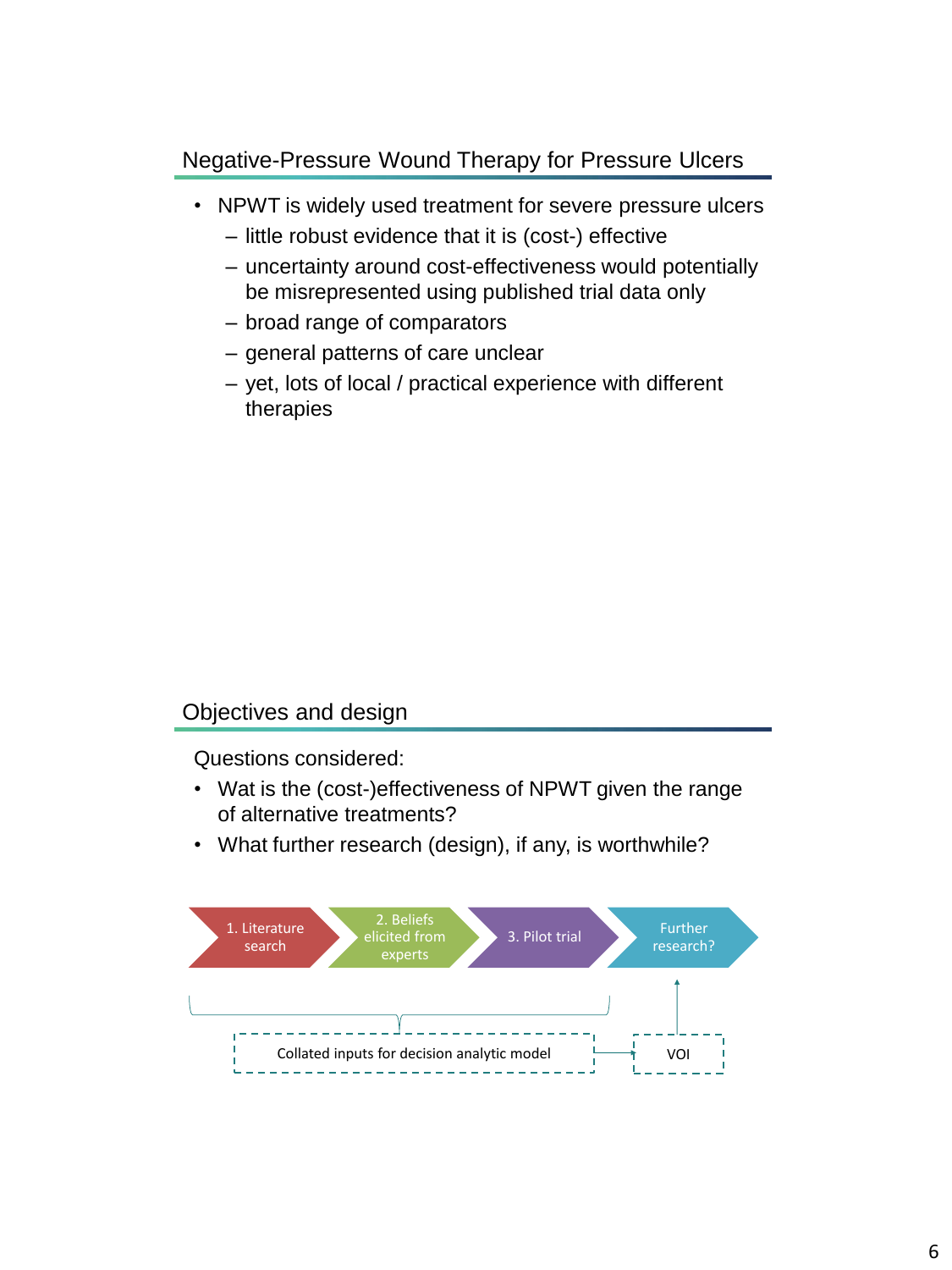## Negative-Pressure Wound Therapy for Pressure Ulcers

- NPWT is widely used treatment for severe pressure ulcers
  - little robust evidence that it is (cost-) effective
  - uncertainty around cost-effectiveness would potentially be misrepresented using published trial data only
  - broad range of comparators
  - general patterns of care unclear
  - yet, lots of local / practical experience with different therapies

## Objectives and design

Questions considered:

- Wat is the (cost-)effectiveness of NPWT given the range of alternative treatments?
- What further research (design), if any, is worthwhile?

1. Literature search → 2. Beliefs elicited from experts → 3. Pilot trial → Further research?

Collated inputs for decision analytic model → VOI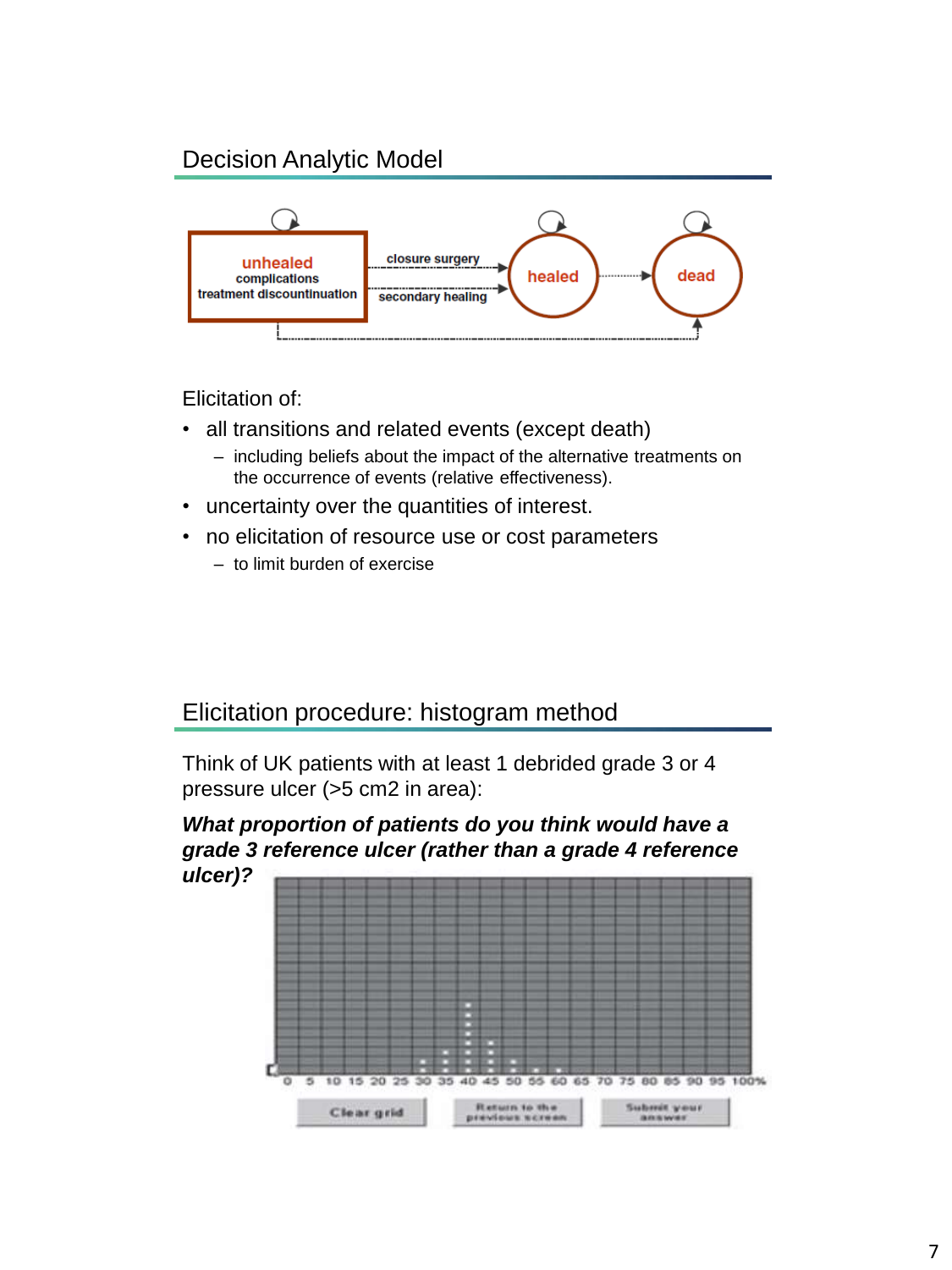## Decision Analytic Model

unhealed
complications
treatment discontinuation

closure surgery

secondary healing

healed

dead

Elicitation of:

- all transitions and related events (except death)
  - including beliefs about the impact of the alternative treatments on the occurrence of events (relative effectiveness).
- uncertainty over the quantities of interest.
- no elicitation of resource use or cost parameters
  - to limit burden of exercise

## Elicitation procedure: histogram method

Think of UK patients with at least 1 debrided grade 3 or 4 pressure ulcer (>5 cm2 in area):

***What proportion of patients do you think would have a grade 3 reference ulcer (rather than a grade 4 reference ulcer)?***

0 5 10 15 20 25 30 35 40 45 50 55 60 65 70 75 80 85 90 95 100%

Clear grid | Return to the previous screen | Submit your answer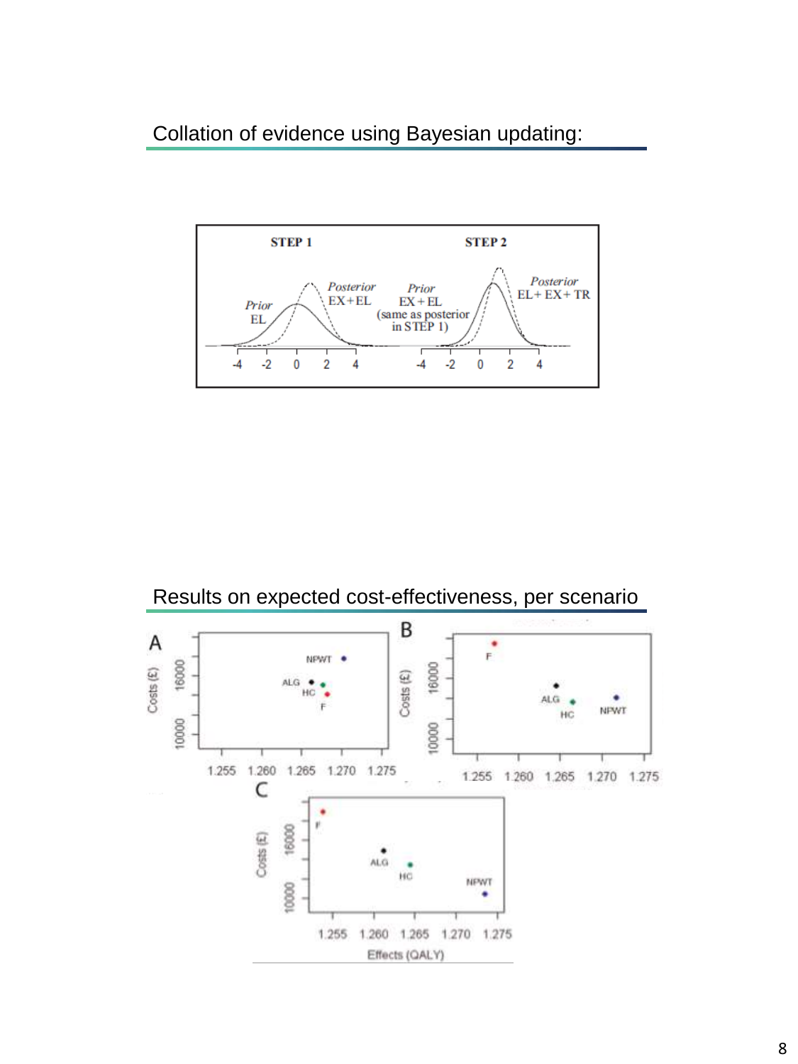## Collation of evidence using Bayesian updating:

## Results on expected cost-effectiveness, per scenario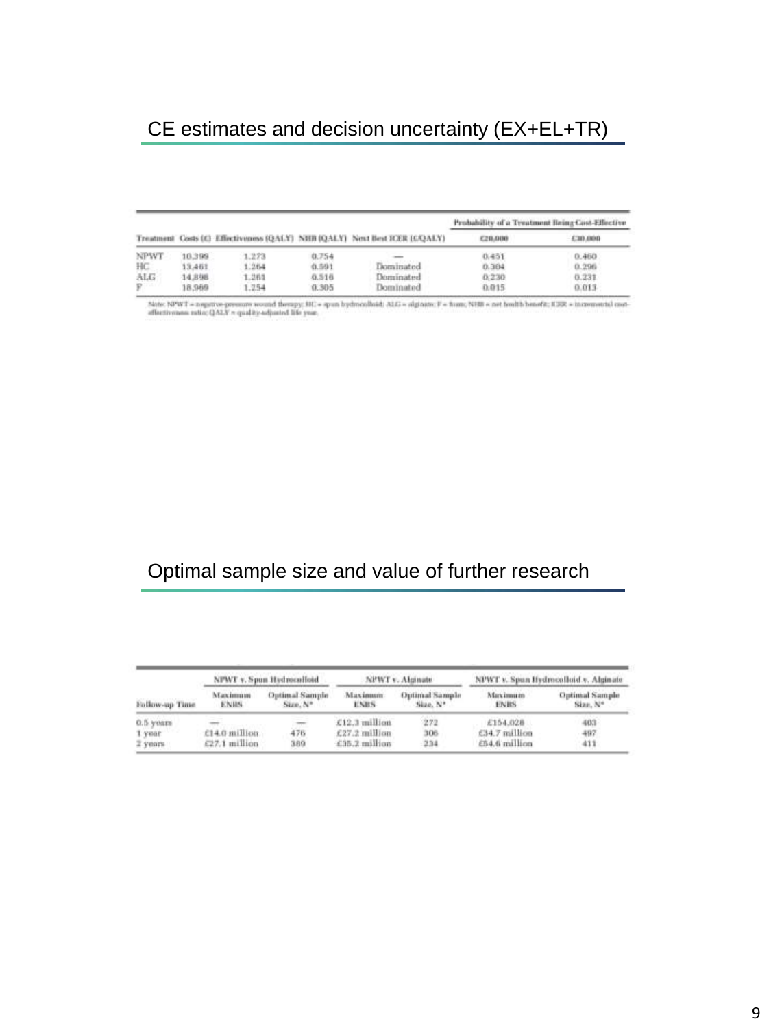## CE estimates and decision uncertainty (EX+EL+TR)

| Treatment | Costs (£) | Effectiveness (QALY) | NHB (QALY) | Next Best ICER (£/QALY) | Probability of a Treatment Being Cost-Effective £20,000 | £30,000 |
|---|---|---|---|---|---|---|
| NPWT | 10,399 | 1.273 | 0.754 | — | 0.451 | 0.460 |
| HC | 13,461 | 1.264 | 0.591 | Dominated | 0.304 | 0.296 |
| ALG | 14,898 | 1.261 | 0.516 | Dominated | 0.230 | 0.231 |
| F | 18,969 | 1.254 | 0.305 | Dominated | 0.015 | 0.013 |

Note: NPWT = negative-pressure wound therapy; HC = spun hydrocolloid; ALG = alginate; F = foam; NHB = net health benefit; ICER = incremental cost-effectiveness ratio; QALY = quality-adjusted life year.

## Optimal sample size and value of further research

| Follow-up Time | NPWT v. Spun Hydrocolloid | | NPWT v. Alginate | | NPWT v. Spun Hydrocolloid v. Alginate | |
|---|---|---|---|---|---|---|
| | Maximum ENBS | Optimal Sample Size, N* | Maximum ENBS | Optimal Sample Size, N* | Maximum ENBS | Optimal Sample Size, N* |
| 0.5 years | — | — | £12.3 million | 272 | £154,028 | 403 |
| 1 year | £14.0 million | 476 | £27.2 million | 306 | £34.7 million | 497 |
| 2 years | £27.1 million | 389 | £35.2 million | 234 | £54.6 million | 411 |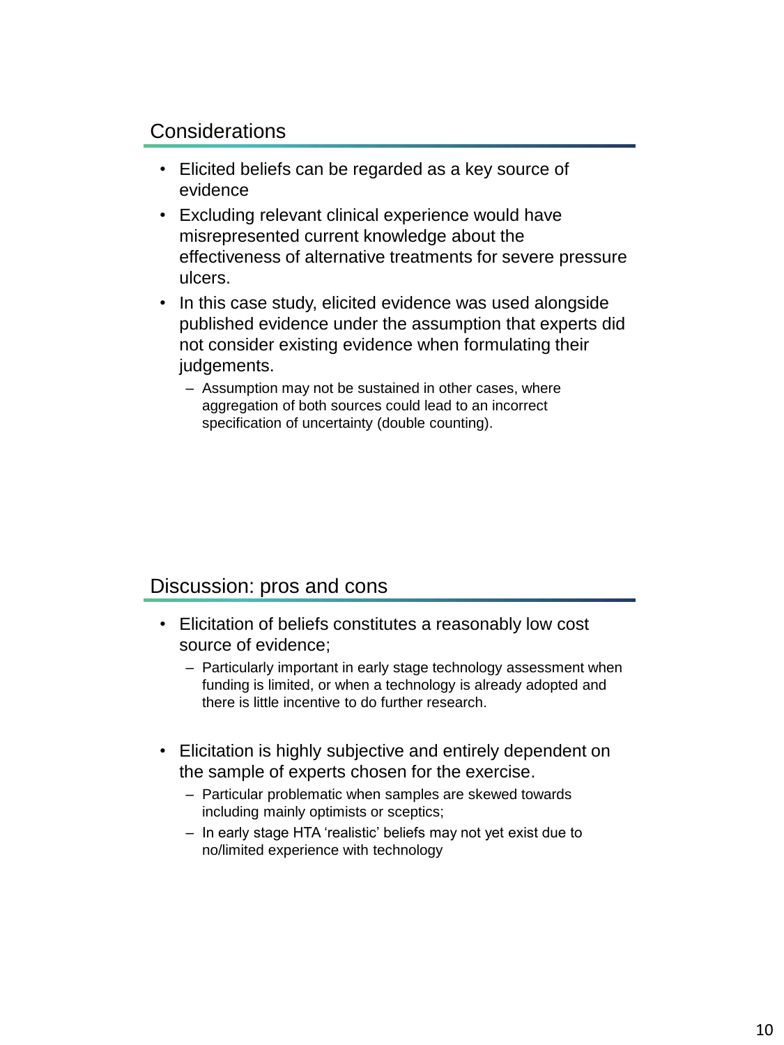## Considerations

- Elicited beliefs can be regarded as a key source of evidence
- Excluding relevant clinical experience would have misrepresented current knowledge about the effectiveness of alternative treatments for severe pressure ulcers.
- In this case study, elicited evidence was used alongside published evidence under the assumption that experts did not consider existing evidence when formulating their judgements.
  - Assumption may not be sustained in other cases, where aggregation of both sources could lead to an incorrect specification of uncertainty (double counting).

## Discussion: pros and cons

- Elicitation of beliefs constitutes a reasonably low cost source of evidence;
  - Particularly important in early stage technology assessment when funding is limited, or when a technology is already adopted and there is little incentive to do further research.
- Elicitation is highly subjective and entirely dependent on the sample of experts chosen for the exercise.
  - Particular problematic when samples are skewed towards including mainly optimists or sceptics;
  - In early stage HTA 'realistic' beliefs may not yet exist due to no/limited experience with technology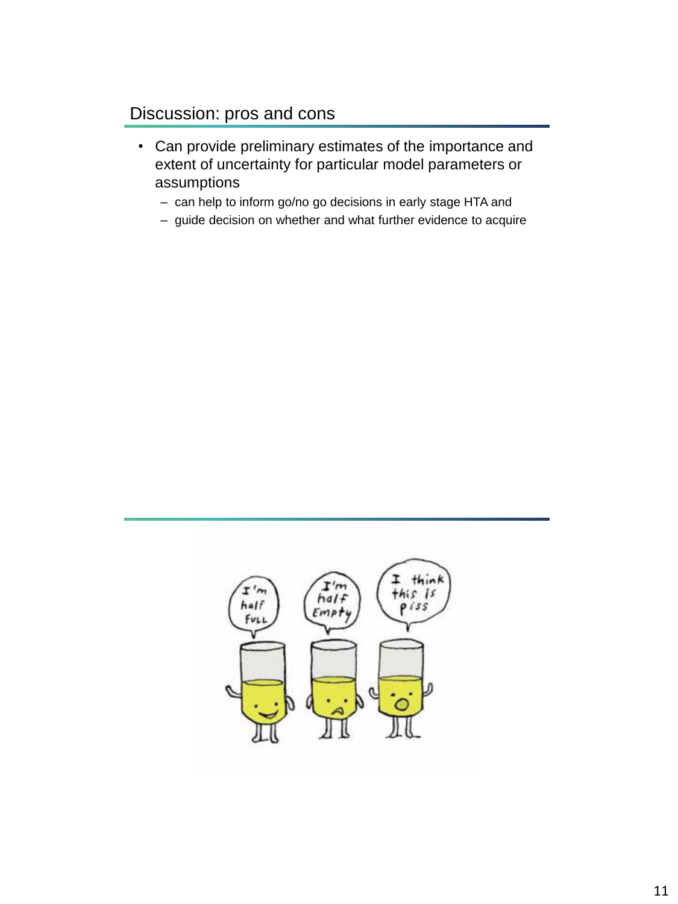## Discussion: pros and cons

- Can provide preliminary estimates of the importance and extent of uncertainty for particular model parameters or assumptions
  - can help to inform go/no go decisions in early stage HTA and
  - guide decision on whether and what further evidence to acquire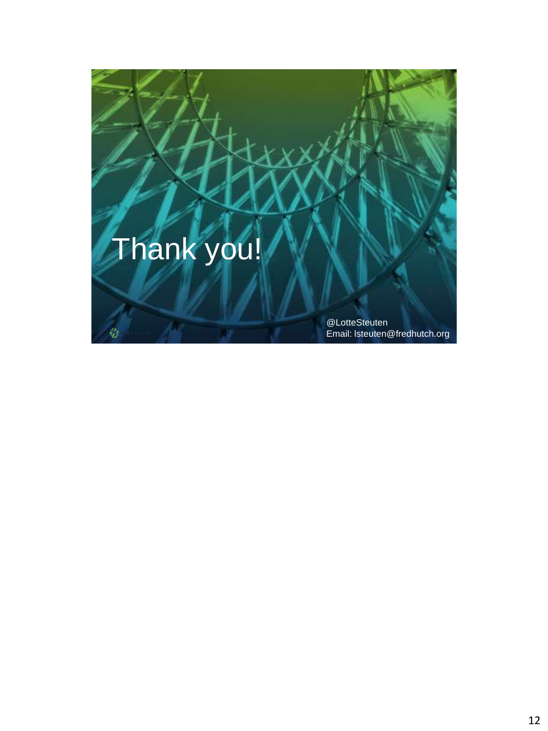# Thank you!

@LotteSteuten
Email: lsteuten@fredhutch.org